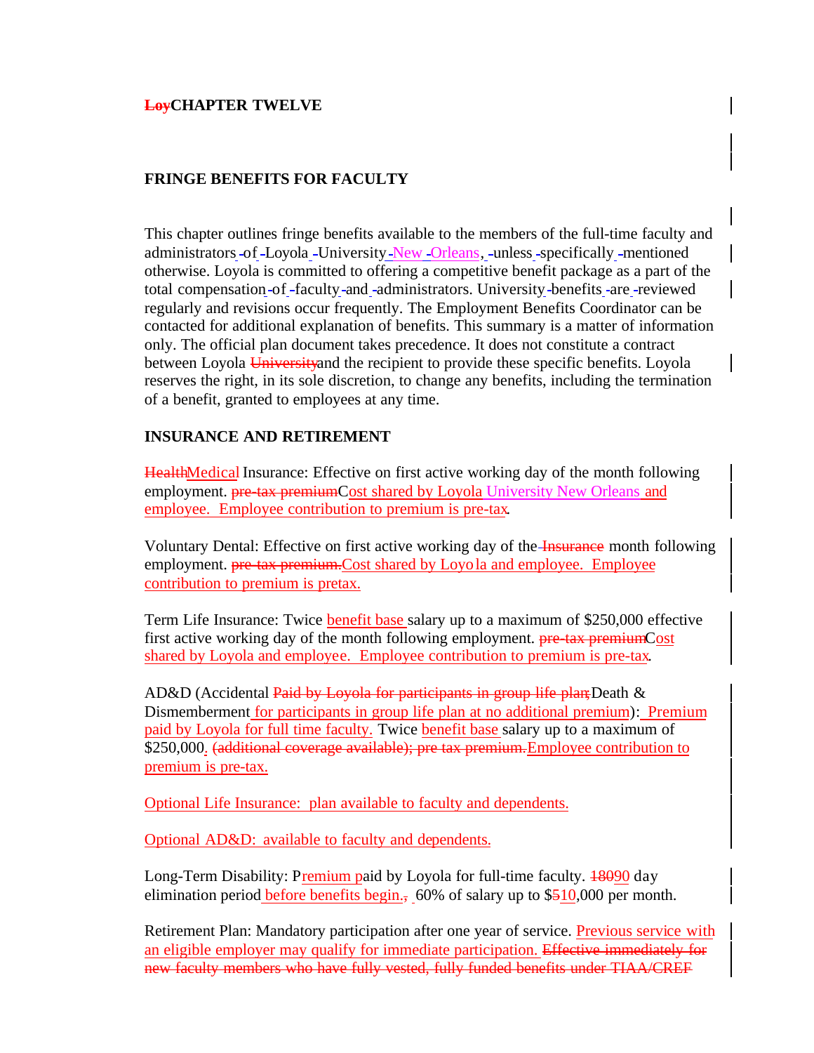~~Loy~~CHAPTER TWELVE

## FRINGE BENEFITS FOR FACULTY

This chapter outlines fringe benefits available to the members of the full-time faculty and administrators of Loyola University New Orleans, unless specifically mentioned otherwise. Loyola is committed to offering a competitive benefit package as a part of the total compensation of faculty and administrators. University benefits are reviewed regularly and revisions occur frequently. The Employment Benefits Coordinator can be contacted for additional explanation of benefits. This summary is a matter of information only. The official plan document takes precedence. It does not constitute a contract between Loyola ~~University~~and the recipient to provide these specific benefits. Loyola reserves the right, in its sole discretion, to change any benefits, including the termination of a benefit, granted to employees at any time.

## INSURANCE AND RETIREMENT

~~Health~~Medical Insurance: Effective on first active working day of the month following employment. ~~pre-tax premium~~Cost shared by Loyola University New Orleans and employee. Employee contribution to premium is pre-tax.

Voluntary Dental: Effective on first active working day of the ~~Insurance~~ month following employment. ~~pre-tax premium.~~Cost shared by Loyola and employee. Employee contribution to premium is pretax.

Term Life Insurance: Twice benefit base salary up to a maximum of $250,000 effective first active working day of the month following employment. ~~pre-tax premium~~Cost shared by Loyola and employee. Employee contribution to premium is pre-tax.

AD&D (Accidental ~~Paid by Loyola for participants in group life plan;~~Death & Dismemberment for participants in group life plan at no additional premium): Premium paid by Loyola for full time faculty. Twice benefit base salary up to a maximum of $250,000. ~~(additional coverage available); pre tax premium.~~Employee contribution to premium is pre-tax.

Optional Life Insurance: plan available to faculty and dependents.

Optional AD&D: available to faculty and dependents.

Long-Term Disability: Premium paid by Loyola for full-time faculty. ~~180~~90 day elimination period before benefits begin.~~,~~ 60% of salary up to $~~5~~10,000 per month.

Retirement Plan: Mandatory participation after one year of service. Previous service with an eligible employer may qualify for immediate participation. ~~Effective immediately for new faculty members who have fully vested, fully funded benefits under TIAA/CREF~~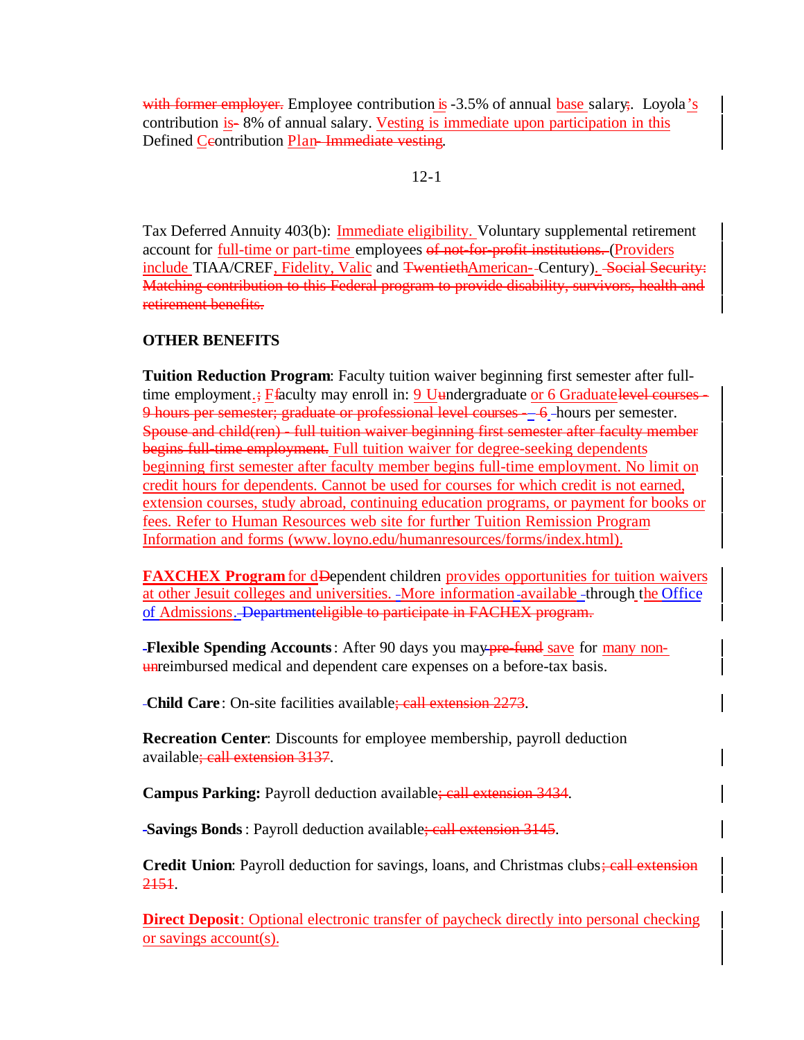~~with former employer.~~ Employee contribution is -3.5% of annual base salary~~;~~. Loyola's contribution is~~-~~ 8% of annual salary. Vesting is immediate upon participation in this Defined C~~c~~ontribution Plan~~- Immediate vesting~~.

Tax Deferred Annuity 403(b): Immediate eligibility. Voluntary supplemental retirement account for full-time or part-time employees ~~of not-for-profit institutions.~~ (Providers include TIAA/CREF, Fidelity, Valic and ~~Twentieth~~American-~~-~~Century). ~~Social Security: Matching contribution to this Federal program to provide disability, survivors, health and retirement benefits.~~

## OTHER BENEFITS

**Tuition Reduction Program**: Faculty tuition waiver beginning first semester after full-time employment.~~;~~ F~~f~~aculty may enroll in: 9 U~~u~~ndergraduate or 6 Graduate ~~level courses - 9 hours per semester; graduate or professional level courses -~~ 6 hours per semester. ~~Spouse and child(ren) - full tuition waiver beginning first semester after faculty member begins full-time employment.~~ Full tuition waiver for degree-seeking dependents beginning first semester after faculty member begins full-time employment. No limit on credit hours for dependents. Cannot be used for courses for which credit is not earned, extension courses, study abroad, continuing education programs, or payment for books or fees. Refer to Human Resources web site for further Tuition Remission Program Information and forms (www.loyno.edu/humanresources/forms/index.html).

**FAXCHEX Program** for d~~D~~ependent children provides opportunities for tuition waivers at other Jesuit colleges and universities. More information available through the Office of Admissions. ~~Department~~~~eligible to participate in FACHEX program.~~

**Flexible Spending Accounts**: After 90 days you may ~~pre-fund~~ save for many non-~~un~~reimbursed medical and dependent care expenses on a before-tax basis.

**Child Care**: On-site facilities available~~; call extension 2273~~.

**Recreation Center**: Discounts for employee membership, payroll deduction available~~; call extension 3137~~.

**Campus Parking:** Payroll deduction available~~; call extension 3434~~.

**Savings Bonds**: Payroll deduction available~~; call extension 3145~~.

**Credit Union**: Payroll deduction for savings, loans, and Christmas clubs~~; call extension 2151~~.

**Direct Deposit**: Optional electronic transfer of paycheck directly into personal checking or savings account(s).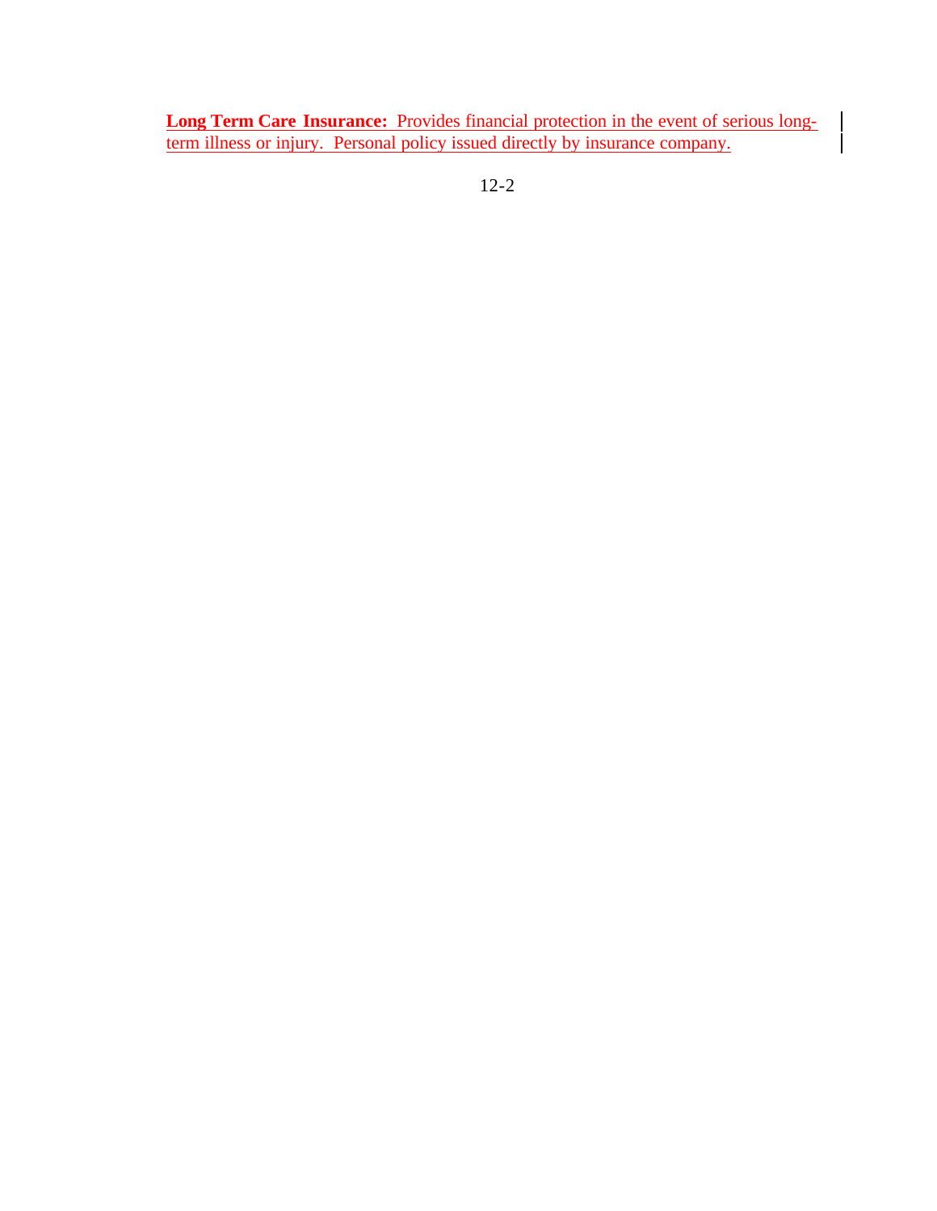**Long Term Care Insurance:** Provides financial protection in the event of serious long-term illness or injury. Personal policy issued directly by insurance company.